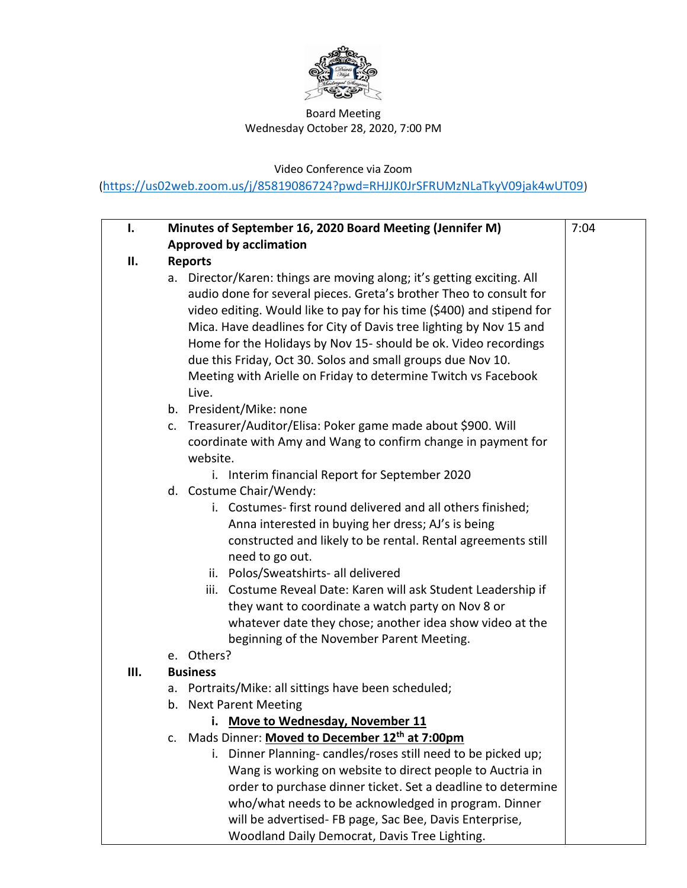Board Meeting
Wednesday October 28, 2020, 7:00 PM

Video Conference via Zoom
(https://us02web.zoom.us/j/85819086724?pwd=RHJJK0JrSFRUMzNLaTkyV09jak4wUT09)

| | | |
|---|---|---|
| **I.** | **Minutes of September 16, 2020 Board Meeting (Jennifer M)**<br>**Approved by acclimation** | 7:04 |
| **II.** | **Reports**<br>a. Director/Karen: things are moving along; it's getting exciting. All audio done for several pieces. Greta's brother Theo to consult for video editing. Would like to pay for his time ($400) and stipend for Mica. Have deadlines for City of Davis tree lighting by Nov 15 and Home for the Holidays by Nov 15- should be ok. Video recordings due this Friday, Oct 30. Solos and small groups due Nov 10. Meeting with Arielle on Friday to determine Twitch vs Facebook Live.<br>b. President/Mike: none<br>c. Treasurer/Auditor/Elisa: Poker game made about $900. Will coordinate with Amy and Wang to confirm change in payment for website.<br>&nbsp;&nbsp;&nbsp;&nbsp;i. Interim financial Report for September 2020<br>d. Costume Chair/Wendy:<br>&nbsp;&nbsp;&nbsp;&nbsp;i. Costumes- first round delivered and all others finished; Anna interested in buying her dress; AJ's is being constructed and likely to be rental. Rental agreements still need to go out.<br>&nbsp;&nbsp;&nbsp;&nbsp;ii. Polos/Sweatshirts- all delivered<br>&nbsp;&nbsp;&nbsp;&nbsp;iii. Costume Reveal Date: Karen will ask Student Leadership if they want to coordinate a watch party on Nov 8 or whatever date they chose; another idea show video at the beginning of the November Parent Meeting.<br>e. Others? | |
| **III.** | **Business**<br>a. Portraits/Mike: all sittings have been scheduled;<br>b. Next Parent Meeting<br>&nbsp;&nbsp;&nbsp;&nbsp;**i. <u>Move to Wednesday, November 11</u>**<br>c. Mads Dinner: **<u>Moved to December 12th at 7:00pm</u>**<br>&nbsp;&nbsp;&nbsp;&nbsp;i. Dinner Planning- candles/roses still need to be picked up; Wang is working on website to direct people to Auctria in order to purchase dinner ticket. Set a deadline to determine who/what needs to be acknowledged in program. Dinner will be advertised- FB page, Sac Bee, Davis Enterprise, Woodland Daily Democrat, Davis Tree Lighting. | |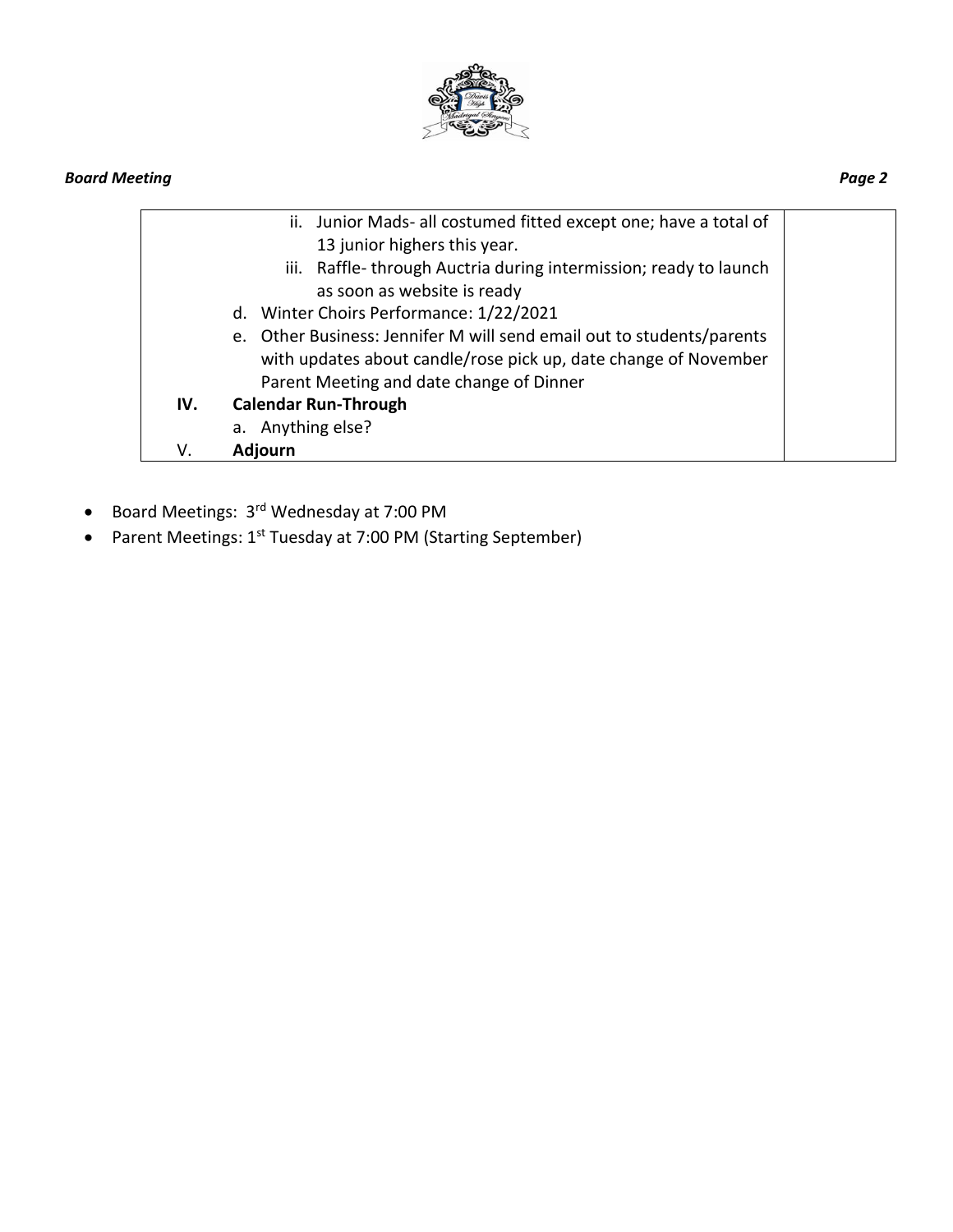| | |
|---|---|
| ii. Junior Mads- all costumed fitted except one; have a total of 13 junior highers this year.<br>iii. Raffle- through Auctria during intermission; ready to launch as soon as website is ready<br>d. Winter Choirs Performance: 1/22/2021<br>e. Other Business: Jennifer M will send email out to students/parents with updates about candle/rose pick up, date change of November Parent Meeting and date change of Dinner<br>**IV. Calendar Run-Through**<br>a. Anything else?<br>V. **Adjourn** | |

- Board Meetings: 3rd Wednesday at 7:00 PM
- Parent Meetings: 1st Tuesday at 7:00 PM (Starting September)